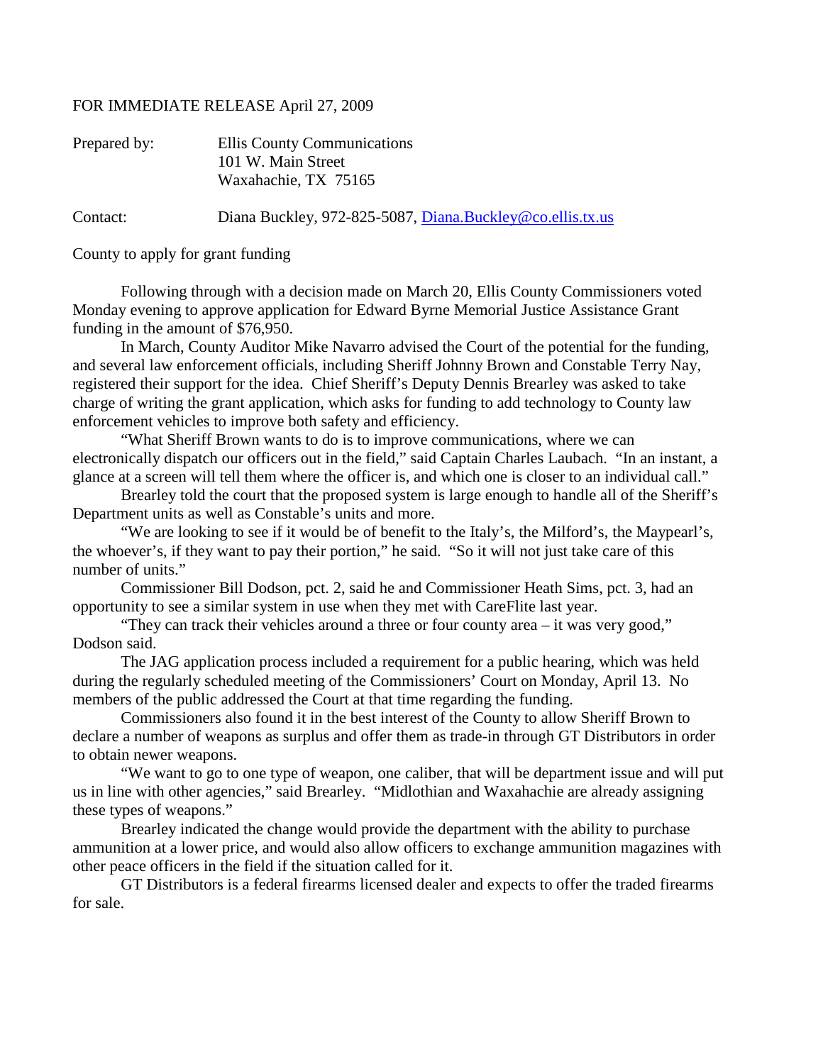FOR IMMEDIATE RELEASE April 27, 2009

Prepared by: Ellis County Communications
101 W. Main Street
Waxahachie, TX 75165

Contact: Diana Buckley, 972-825-5087, Diana.Buckley@co.ellis.tx.us

County to apply for grant funding

Following through with a decision made on March 20, Ellis County Commissioners voted Monday evening to approve application for Edward Byrne Memorial Justice Assistance Grant funding in the amount of $76,950.

In March, County Auditor Mike Navarro advised the Court of the potential for the funding, and several law enforcement officials, including Sheriff Johnny Brown and Constable Terry Nay, registered their support for the idea. Chief Sheriff's Deputy Dennis Brearley was asked to take charge of writing the grant application, which asks for funding to add technology to County law enforcement vehicles to improve both safety and efficiency.

"What Sheriff Brown wants to do is to improve communications, where we can electronically dispatch our officers out in the field," said Captain Charles Laubach. "In an instant, a glance at a screen will tell them where the officer is, and which one is closer to an individual call."

Brearley told the court that the proposed system is large enough to handle all of the Sheriff's Department units as well as Constable's units and more.

"We are looking to see if it would be of benefit to the Italy's, the Milford's, the Maypearl's, the whoever's, if they want to pay their portion," he said. "So it will not just take care of this number of units."

Commissioner Bill Dodson, pct. 2, said he and Commissioner Heath Sims, pct. 3, had an opportunity to see a similar system in use when they met with CareFlite last year.

"They can track their vehicles around a three or four county area – it was very good," Dodson said.

The JAG application process included a requirement for a public hearing, which was held during the regularly scheduled meeting of the Commissioners' Court on Monday, April 13. No members of the public addressed the Court at that time regarding the funding.

Commissioners also found it in the best interest of the County to allow Sheriff Brown to declare a number of weapons as surplus and offer them as trade-in through GT Distributors in order to obtain newer weapons.

"We want to go to one type of weapon, one caliber, that will be department issue and will put us in line with other agencies," said Brearley. "Midlothian and Waxahachie are already assigning these types of weapons."

Brearley indicated the change would provide the department with the ability to purchase ammunition at a lower price, and would also allow officers to exchange ammunition magazines with other peace officers in the field if the situation called for it.

GT Distributors is a federal firearms licensed dealer and expects to offer the traded firearms for sale.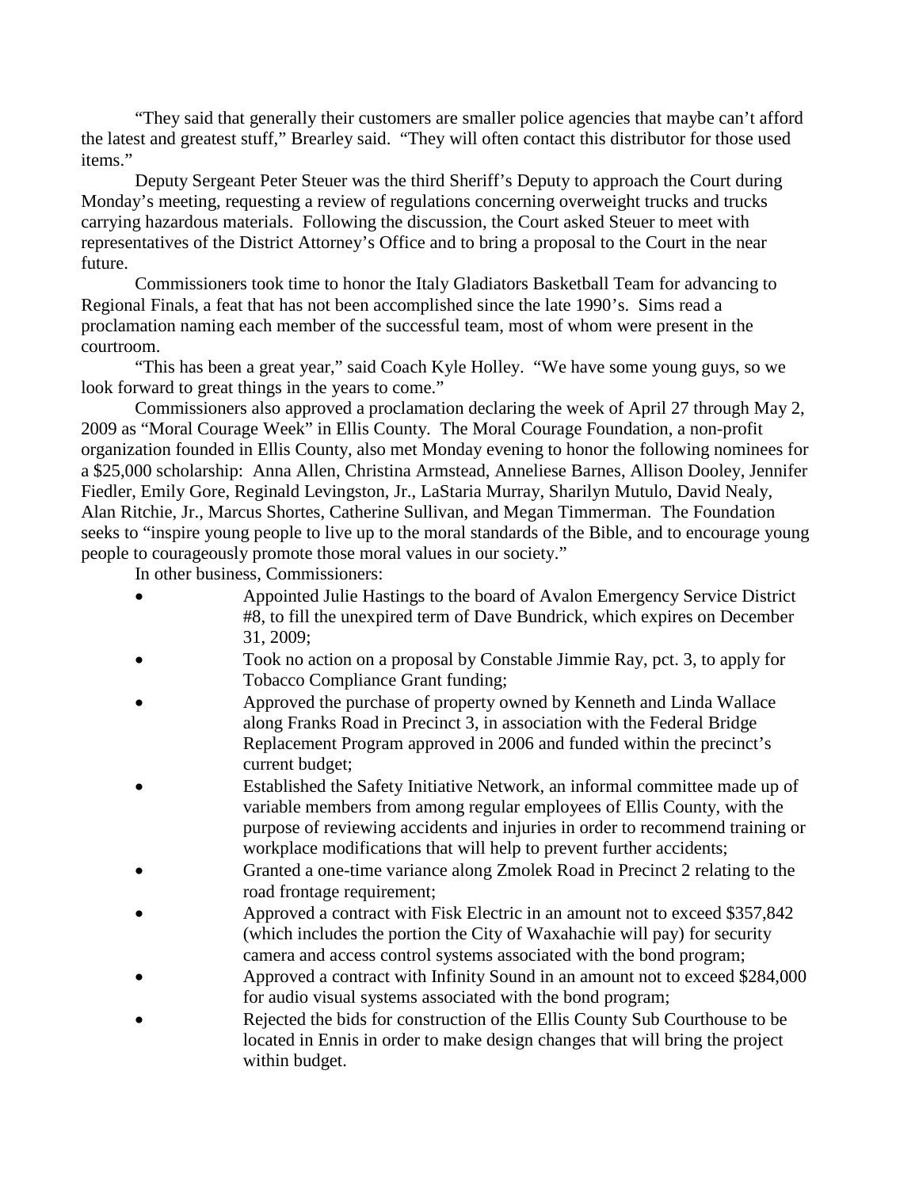"They said that generally their customers are smaller police agencies that maybe can't afford the latest and greatest stuff," Brearley said. "They will often contact this distributor for those used items."

Deputy Sergeant Peter Steuer was the third Sheriff's Deputy to approach the Court during Monday's meeting, requesting a review of regulations concerning overweight trucks and trucks carrying hazardous materials. Following the discussion, the Court asked Steuer to meet with representatives of the District Attorney's Office and to bring a proposal to the Court in the near future.

Commissioners took time to honor the Italy Gladiators Basketball Team for advancing to Regional Finals, a feat that has not been accomplished since the late 1990's. Sims read a proclamation naming each member of the successful team, most of whom were present in the courtroom.

"This has been a great year," said Coach Kyle Holley. "We have some young guys, so we look forward to great things in the years to come."

Commissioners also approved a proclamation declaring the week of April 27 through May 2, 2009 as "Moral Courage Week" in Ellis County. The Moral Courage Foundation, a non-profit organization founded in Ellis County, also met Monday evening to honor the following nominees for a $25,000 scholarship: Anna Allen, Christina Armstead, Anneliese Barnes, Allison Dooley, Jennifer Fiedler, Emily Gore, Reginald Levingston, Jr., LaStaria Murray, Sharilyn Mutulo, David Nealy, Alan Ritchie, Jr., Marcus Shortes, Catherine Sullivan, and Megan Timmerman. The Foundation seeks to "inspire young people to live up to the moral standards of the Bible, and to encourage young people to courageously promote those moral values in our society."

In other business, Commissioners:

- Appointed Julie Hastings to the board of Avalon Emergency Service District #8, to fill the unexpired term of Dave Bundrick, which expires on December 31, 2009;
- Took no action on a proposal by Constable Jimmie Ray, pct. 3, to apply for Tobacco Compliance Grant funding;
- Approved the purchase of property owned by Kenneth and Linda Wallace along Franks Road in Precinct 3, in association with the Federal Bridge Replacement Program approved in 2006 and funded within the precinct's current budget;
- Established the Safety Initiative Network, an informal committee made up of variable members from among regular employees of Ellis County, with the purpose of reviewing accidents and injuries in order to recommend training or workplace modifications that will help to prevent further accidents;
- Granted a one-time variance along Zmolek Road in Precinct 2 relating to the road frontage requirement;
- Approved a contract with Fisk Electric in an amount not to exceed $357,842 (which includes the portion the City of Waxahachie will pay) for security camera and access control systems associated with the bond program;
- Approved a contract with Infinity Sound in an amount not to exceed $284,000 for audio visual systems associated with the bond program;
- Rejected the bids for construction of the Ellis County Sub Courthouse to be located in Ennis in order to make design changes that will bring the project within budget.